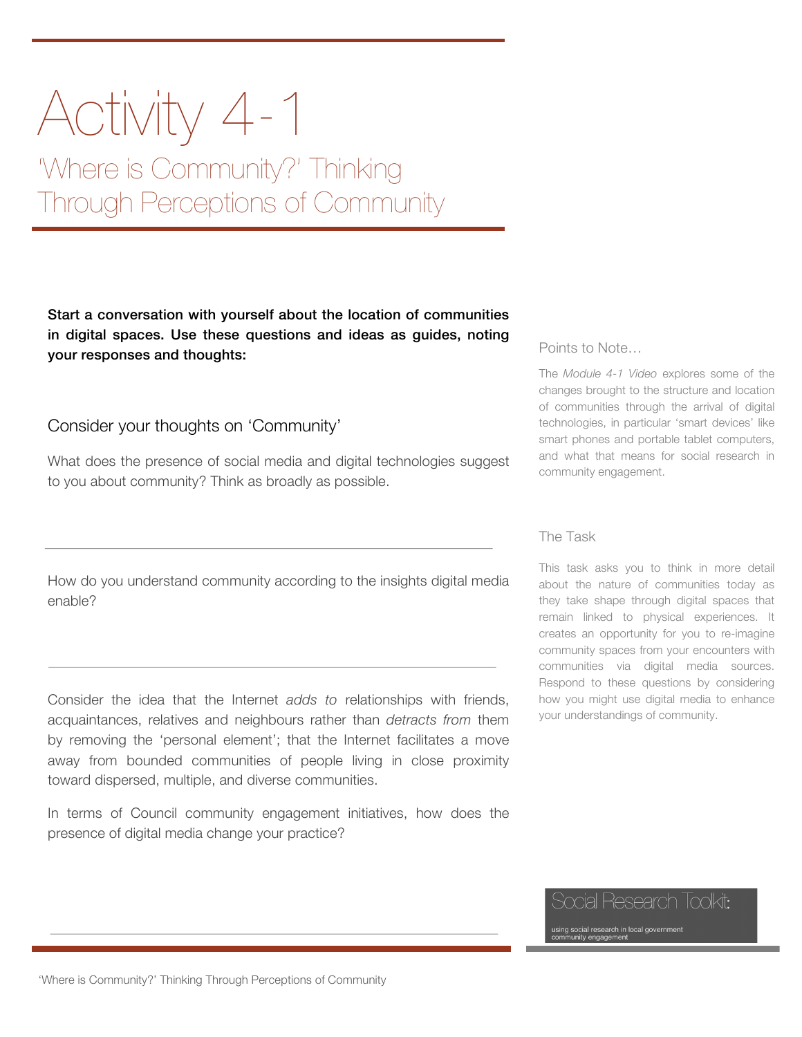# Activity 4-1

## 'Where is Community?' Thinking Through Perceptions of Community

**Start a conversation with yourself about the location of communities in digital spaces. Use these questions and ideas as guides, noting your responses and thoughts:**

### Consider your thoughts on 'Community'

What does the presence of social media and digital technologies suggest to you about community? Think as broadly as possible.

---

How do you understand community according to the insights digital media enable?

---

Consider the idea that the Internet *adds to* relationships with friends, acquaintances, relatives and neighbours rather than *detracts from* them by removing the 'personal element'; that the Internet facilitates a move away from bounded communities of people living in close proximity toward dispersed, multiple, and diverse communities.

In terms of Council community engagement initiatives, how does the presence of digital media change your practice?

---

### Points to Note…

The *Module 4-1 Video* explores some of the changes brought to the structure and location of communities through the arrival of digital technologies, in particular 'smart devices' like smart phones and portable tablet computers, and what that means for social research in community engagement.

### The Task

This task asks you to think in more detail about the nature of communities today as they take shape through digital spaces that remain linked to physical experiences. It creates an opportunity for you to re-imagine community spaces from your encounters with communities via digital media sources. Respond to these questions by considering how you might use digital media to enhance your understandings of community.

Social Research Toolkit: using social research in local government community engagement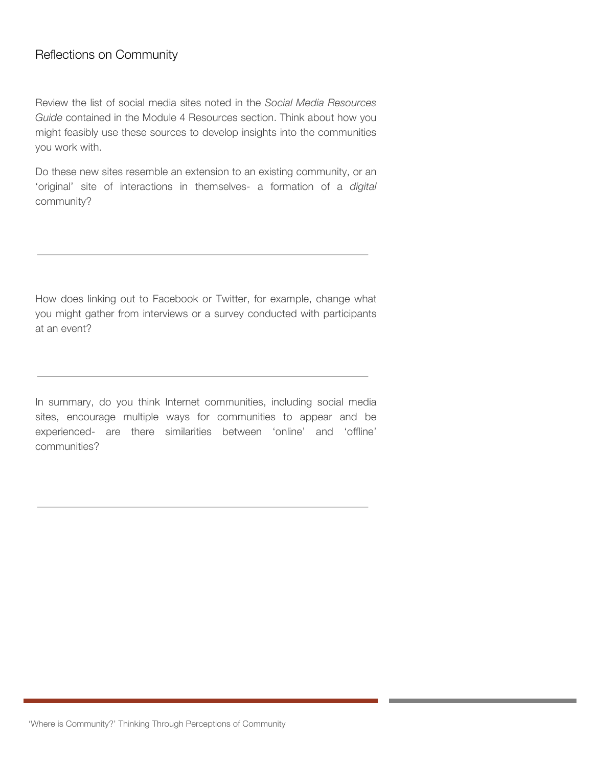## Reflections on Community

Review the list of social media sites noted in the *Social Media Resources Guide* contained in the Module 4 Resources section. Think about how you might feasibly use these sources to develop insights into the communities you work with.

Do these new sites resemble an extension to an existing community, or an 'original' site of interactions in themselves- a formation of a *digital* community?

---

How does linking out to Facebook or Twitter, for example, change what you might gather from interviews or a survey conducted with participants at an event?

---

In summary, do you think Internet communities, including social media sites, encourage multiple ways for communities to appear and be experienced- are there similarities between 'online' and 'offline' communities?

---